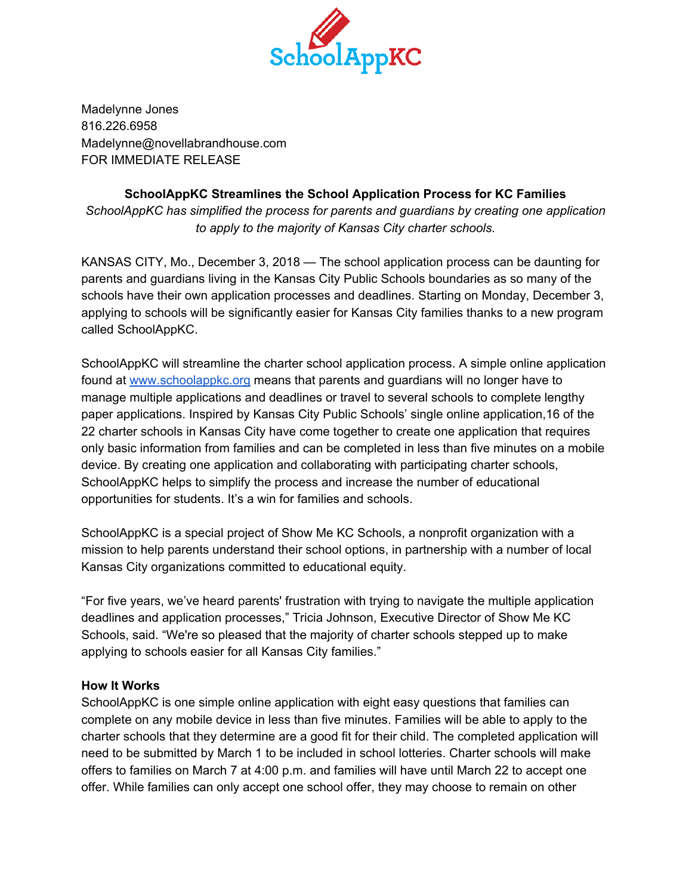SchoolAppKC

Madelynne Jones
816.226.6958
Madelynne@novellabrandhouse.com
FOR IMMEDIATE RELEASE

**SchoolAppKC Streamlines the School Application Process for KC Families**

*SchoolAppKC has simplified the process for parents and guardians by creating one application to apply to the majority of Kansas City charter schools.*

KANSAS CITY, Mo., December 3, 2018 — The school application process can be daunting for parents and guardians living in the Kansas City Public Schools boundaries as so many of the schools have their own application processes and deadlines. Starting on Monday, December 3, applying to schools will be significantly easier for Kansas City families thanks to a new program called SchoolAppKC.

SchoolAppKC will streamline the charter school application process. A simple online application found at [www.schoolappkc.org](http://www.schoolappkc.org) means that parents and guardians will no longer have to manage multiple applications and deadlines or travel to several schools to complete lengthy paper applications. Inspired by Kansas City Public Schools' single online application,16 of the 22 charter schools in Kansas City have come together to create one application that requires only basic information from families and can be completed in less than five minutes on a mobile device. By creating one application and collaborating with participating charter schools, SchoolAppKC helps to simplify the process and increase the number of educational opportunities for students. It's a win for families and schools.

SchoolAppKC is a special project of Show Me KC Schools, a nonprofit organization with a mission to help parents understand their school options, in partnership with a number of local Kansas City organizations committed to educational equity.

"For five years, we've heard parents' frustration with trying to navigate the multiple application deadlines and application processes," Tricia Johnson, Executive Director of Show Me KC Schools, said. "We're so pleased that the majority of charter schools stepped up to make applying to schools easier for all Kansas City families."

**How It Works**

SchoolAppKC is one simple online application with eight easy questions that families can complete on any mobile device in less than five minutes. Families will be able to apply to the charter schools that they determine are a good fit for their child. The completed application will need to be submitted by March 1 to be included in school lotteries. Charter schools will make offers to families on March 7 at 4:00 p.m. and families will have until March 22 to accept one offer. While families can only accept one school offer, they may choose to remain on other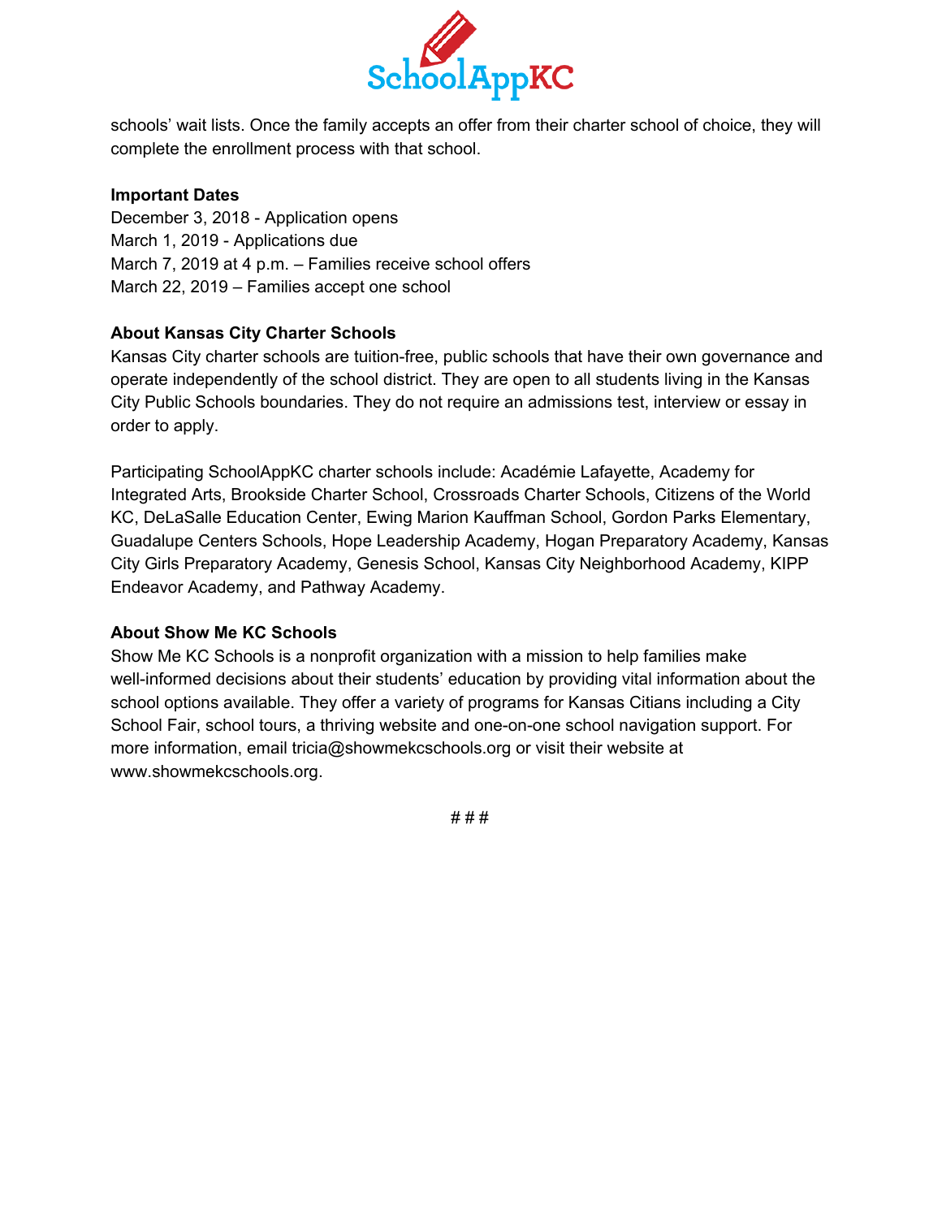schools' wait lists. Once the family accepts an offer from their charter school of choice, they will complete the enrollment process with that school.

**Important Dates**

December 3, 2018 - Application opens
March 1, 2019 - Applications due
March 7, 2019 at 4 p.m. – Families receive school offers
March 22, 2019 – Families accept one school

**About Kansas City Charter Schools**

Kansas City charter schools are tuition-free, public schools that have their own governance and operate independently of the school district. They are open to all students living in the Kansas City Public Schools boundaries. They do not require an admissions test, interview or essay in order to apply.

Participating SchoolAppKC charter schools include: Académie Lafayette, Academy for Integrated Arts, Brookside Charter School, Crossroads Charter Schools, Citizens of the World KC, DeLaSalle Education Center, Ewing Marion Kauffman School, Gordon Parks Elementary, Guadalupe Centers Schools, Hope Leadership Academy, Hogan Preparatory Academy, Kansas City Girls Preparatory Academy, Genesis School, Kansas City Neighborhood Academy, KIPP Endeavor Academy, and Pathway Academy.

**About Show Me KC Schools**

Show Me KC Schools is a nonprofit organization with a mission to help families make well-informed decisions about their students' education by providing vital information about the school options available. They offer a variety of programs for Kansas Citians including a City School Fair, school tours, a thriving website and one-on-one school navigation support. For more information, email tricia@showmekcschools.org or visit their website at www.showmekcschools.org.

# # #